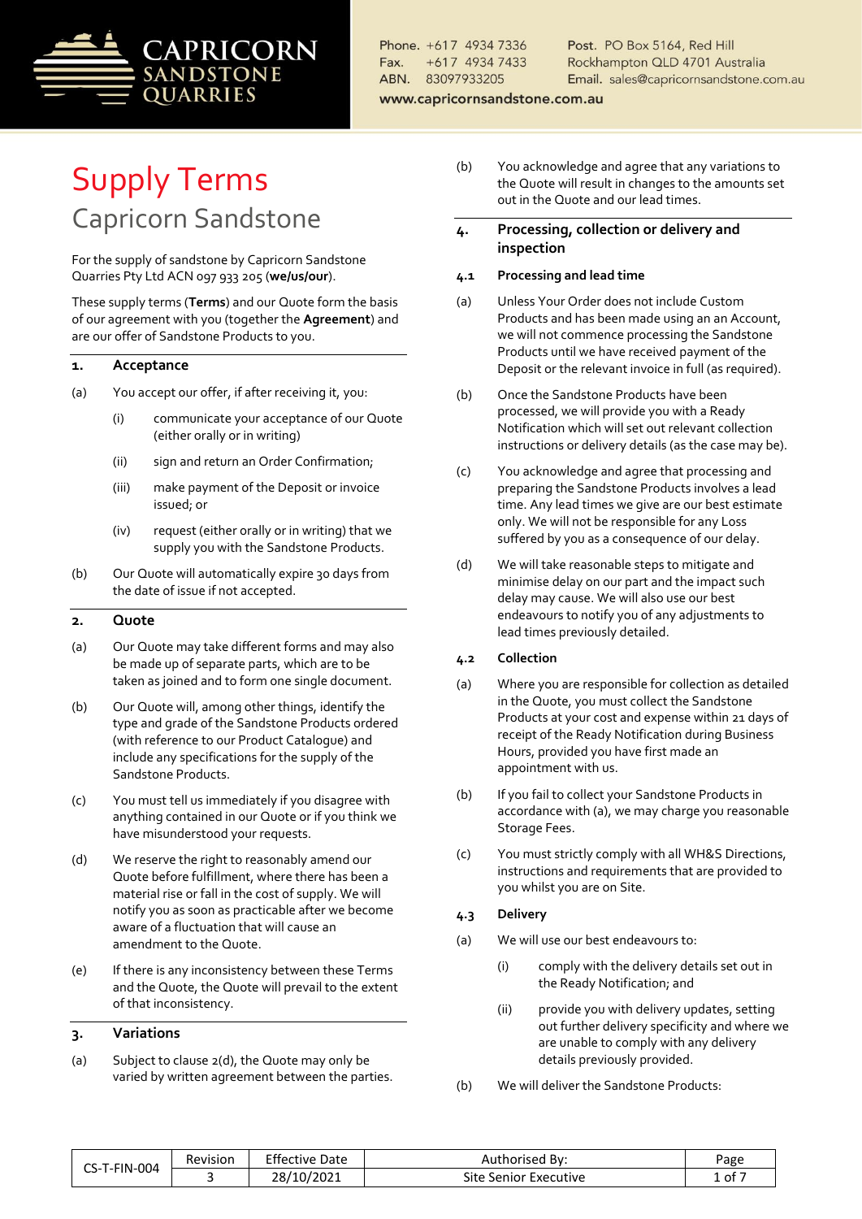CAPRICORN SANDSTONE QUARRIES

Phone. +617 4934 7336
Fax. +617 4934 7433
ABN. 83097933205

Post. PO Box 5164, Red Hill
Rockhampton QLD 4701 Australia
Email. sales@capricornsandstone.com.au

www.capricornsandstone.com.au

# Supply Terms

## Capricorn Sandstone

For the supply of sandstone by Capricorn Sandstone Quarries Pty Ltd ACN 097 933 205 (**we/us/our**).

These supply terms (**Terms**) and our Quote form the basis of our agreement with you (together the **Agreement**) and are our offer of Sandstone Products to you.

### 1. Acceptance

(a) You accept our offer, if after receiving it, you:

   (i) communicate your acceptance of our Quote (either orally or in writing)

   (ii) sign and return an Order Confirmation;

   (iii) make payment of the Deposit or invoice issued; or

   (iv) request (either orally or in writing) that we supply you with the Sandstone Products.

(b) Our Quote will automatically expire 30 days from the date of issue if not accepted.

### 2. Quote

(a) Our Quote may take different forms and may also be made up of separate parts, which are to be taken as joined and to form one single document.

(b) Our Quote will, among other things, identify the type and grade of the Sandstone Products ordered (with reference to our Product Catalogue) and include any specifications for the supply of the Sandstone Products.

(c) You must tell us immediately if you disagree with anything contained in our Quote or if you think we have misunderstood your requests.

(d) We reserve the right to reasonably amend our Quote before fulfillment, where there has been a material rise or fall in the cost of supply. We will notify you as soon as practicable after we become aware of a fluctuation that will cause an amendment to the Quote.

(e) If there is any inconsistency between these Terms and the Quote, the Quote will prevail to the extent of that inconsistency.

### 3. Variations

(a) Subject to clause 2(d), the Quote may only be varied by written agreement between the parties.

(b) You acknowledge and agree that any variations to the Quote will result in changes to the amounts set out in the Quote and our lead times.

### 4. Processing, collection or delivery and inspection

#### 4.1 Processing and lead time

(a) Unless Your Order does not include Custom Products and has been made using an an Account, we will not commence processing the Sandstone Products until we have received payment of the Deposit or the relevant invoice in full (as required).

(b) Once the Sandstone Products have been processed, we will provide you with a Ready Notification which will set out relevant collection instructions or delivery details (as the case may be).

(c) You acknowledge and agree that processing and preparing the Sandstone Products involves a lead time. Any lead times we give are our best estimate only. We will not be responsible for any Loss suffered by you as a consequence of our delay.

(d) We will take reasonable steps to mitigate and minimise delay on our part and the impact such delay may cause. We will also use our best endeavours to notify you of any adjustments to lead times previously detailed.

#### 4.2 Collection

(a) Where you are responsible for collection as detailed in the Quote, you must collect the Sandstone Products at your cost and expense within 21 days of receipt of the Ready Notification during Business Hours, provided you have first made an appointment with us.

(b) If you fail to collect your Sandstone Products in accordance with (a), we may charge you reasonable Storage Fees.

(c) You must strictly comply with all WH&S Directions, instructions and requirements that are provided to you whilst you are on Site.

#### 4.3 Delivery

(a) We will use our best endeavours to:

   (i) comply with the delivery details set out in the Ready Notification; and

   (ii) provide you with delivery updates, setting out further delivery specificity and where we are unable to comply with any delivery details previously provided.

(b) We will deliver the Sandstone Products:

| CS-T-FIN-004 | Revision | Effective Date | Authorised By: |
|---|---|---|---|
| | 3 | 28/10/2021 | Site Senior Executive |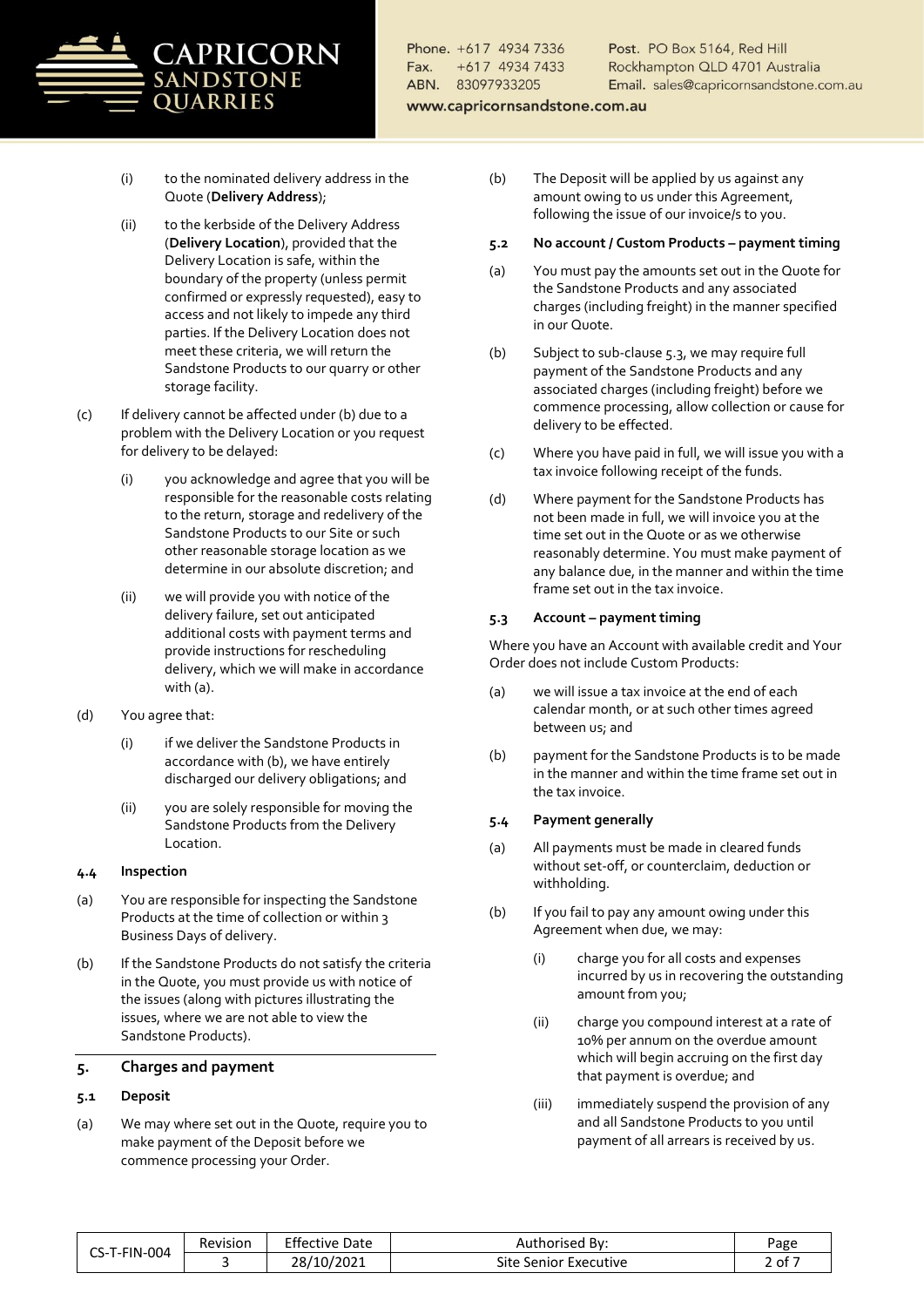(i) to the nominated delivery address in the Quote (**Delivery Address**);

(ii) to the kerbside of the Delivery Address (**Delivery Location**), provided that the Delivery Location is safe, within the boundary of the property (unless permit confirmed or expressly requested), easy to access and not likely to impede any third parties. If the Delivery Location does not meet these criteria, we will return the Sandstone Products to our quarry or other storage facility.

(c) If delivery cannot be affected under (b) due to a problem with the Delivery Location or you request for delivery to be delayed:

(i) you acknowledge and agree that you will be responsible for the reasonable costs relating to the return, storage and redelivery of the Sandstone Products to our Site or such other reasonable storage location as we determine in our absolute discretion; and

(ii) we will provide you with notice of the delivery failure, set out anticipated additional costs with payment terms and provide instructions for rescheduling delivery, which we will make in accordance with (a).

(d) You agree that:

(i) if we deliver the Sandstone Products in accordance with (b), we have entirely discharged our delivery obligations; and

(ii) you are solely responsible for moving the Sandstone Products from the Delivery Location.

### 4.4 Inspection

(a) You are responsible for inspecting the Sandstone Products at the time of collection or within 3 Business Days of delivery.

(b) If the Sandstone Products do not satisfy the criteria in the Quote, you must provide us with notice of the issues (along with pictures illustrating the issues, where we are not able to view the Sandstone Products).

## 5. Charges and payment

### 5.1 Deposit

(a) We may where set out in the Quote, require you to make payment of the Deposit before we commence processing your Order.

(b) The Deposit will be applied by us against any amount owing to us under this Agreement, following the issue of our invoice/s to you.

### 5.2 No account / Custom Products – payment timing

(a) You must pay the amounts set out in the Quote for the Sandstone Products and any associated charges (including freight) in the manner specified in our Quote.

(b) Subject to sub-clause 5.3, we may require full payment of the Sandstone Products and any associated charges (including freight) before we commence processing, allow collection or cause for delivery to be effected.

(c) Where you have paid in full, we will issue you with a tax invoice following receipt of the funds.

(d) Where payment for the Sandstone Products has not been made in full, we will invoice you at the time set out in the Quote or as we otherwise reasonably determine. You must make payment of any balance due, in the manner and within the time frame set out in the tax invoice.

### 5.3 Account – payment timing

Where you have an Account with available credit and Your Order does not include Custom Products:

(a) we will issue a tax invoice at the end of each calendar month, or at such other times agreed between us; and

(b) payment for the Sandstone Products is to be made in the manner and within the time frame set out in the tax invoice.

### 5.4 Payment generally

(a) All payments must be made in cleared funds without set-off, or counterclaim, deduction or withholding.

(b) If you fail to pay any amount owing under this Agreement when due, we may:

(i) charge you for all costs and expenses incurred by us in recovering the outstanding amount from you;

(ii) charge you compound interest at a rate of 10% per annum on the overdue amount which will begin accruing on the first day that payment is overdue; and

(iii) immediately suspend the provision of any and all Sandstone Products to you until payment of all arrears is received by us.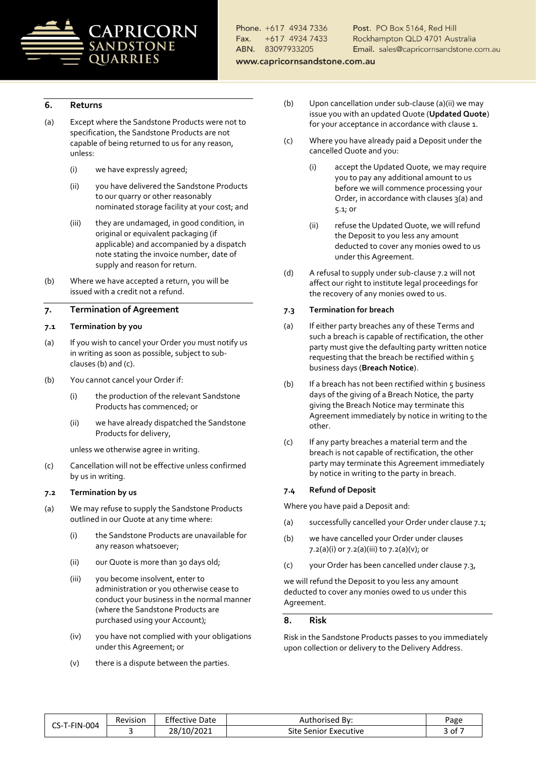## 6. Returns

(a) Except where the Sandstone Products were not to specification, the Sandstone Products are not capable of being returned to us for any reason, unless:

(i) we have expressly agreed;

(ii) you have delivered the Sandstone Products to our quarry or other reasonably nominated storage facility at your cost; and

(iii) they are undamaged, in good condition, in original or equivalent packaging (if applicable) and accompanied by a dispatch note stating the invoice number, date of supply and reason for return.

(b) Where we have accepted a return, you will be issued with a credit not a refund.

## 7. Termination of Agreement

### 7.1 Termination by you

(a) If you wish to cancel your Order you must notify us in writing as soon as possible, subject to sub-clauses (b) and (c).

(b) You cannot cancel your Order if:

(i) the production of the relevant Sandstone Products has commenced; or

(ii) we have already dispatched the Sandstone Products for delivery,

unless we otherwise agree in writing.

(c) Cancellation will not be effective unless confirmed by us in writing.

### 7.2 Termination by us

(a) We may refuse to supply the Sandstone Products outlined in our Quote at any time where:

(i) the Sandstone Products are unavailable for any reason whatsoever;

(ii) our Quote is more than 30 days old;

(iii) you become insolvent, enter to administration or you otherwise cease to conduct your business in the normal manner (where the Sandstone Products are purchased using your Account);

(iv) you have not complied with your obligations under this Agreement; or

(v) there is a dispute between the parties.

(b) Upon cancellation under sub-clause (a)(ii) we may issue you with an updated Quote (**Updated Quote**) for your acceptance in accordance with clause 1.

(c) Where you have already paid a Deposit under the cancelled Quote and you:

(i) accept the Updated Quote, we may require you to pay any additional amount to us before we will commence processing your Order, in accordance with clauses 3(a) and 5.1; or

(ii) refuse the Updated Quote, we will refund the Deposit to you less any amount deducted to cover any monies owed to us under this Agreement.

(d) A refusal to supply under sub-clause 7.2 will not affect our right to institute legal proceedings for the recovery of any monies owed to us.

### 7.3 Termination for breach

(a) If either party breaches any of these Terms and such a breach is capable of rectification, the other party must give the defaulting party written notice requesting that the breach be rectified within 5 business days (**Breach Notice**).

(b) If a breach has not been rectified within 5 business days of the giving of a Breach Notice, the party giving the Breach Notice may terminate this Agreement immediately by notice in writing to the other.

(c) If any party breaches a material term and the breach is not capable of rectification, the other party may terminate this Agreement immediately by notice in writing to the party in breach.

### 7.4 Refund of Deposit

Where you have paid a Deposit and:

(a) successfully cancelled your Order under clause 7.1;

(b) we have cancelled your Order under clauses 7.2(a)(i) or 7.2(a)(iii) to 7.2(a)(v); or

(c) your Order has been cancelled under clause 7.3,

we will refund the Deposit to you less any amount deducted to cover any monies owed to us under this Agreement.

## 8. Risk

Risk in the Sandstone Products passes to you immediately upon collection or delivery to the Delivery Address.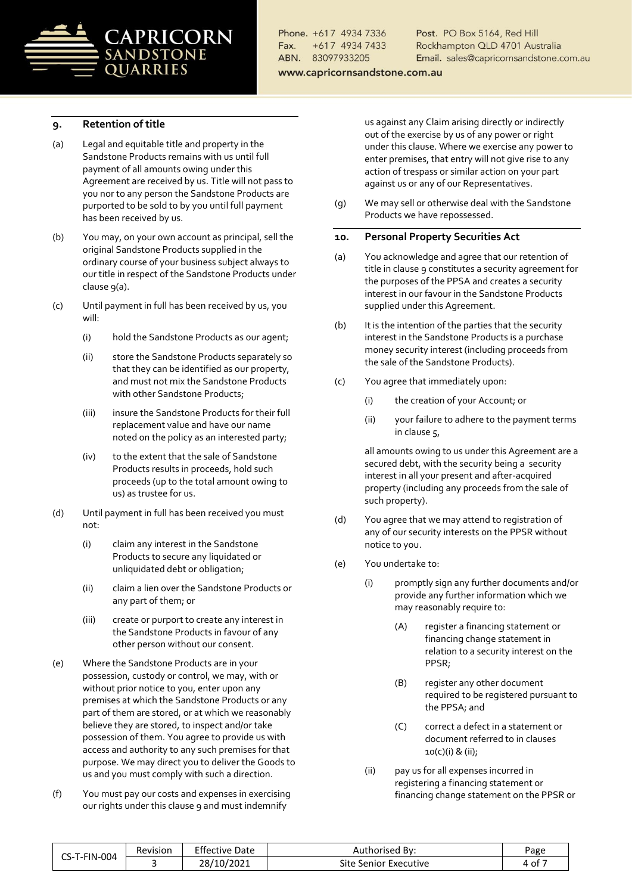## 9. Retention of title

(a) Legal and equitable title and property in the Sandstone Products remains with us until full payment of all amounts owing under this Agreement are received by us. Title will not pass to you nor to any person the Sandstone Products are purported to be sold to by you until full payment has been received by us.

(b) You may, on your own account as principal, sell the original Sandstone Products supplied in the ordinary course of your business subject always to our title in respect of the Sandstone Products under clause 9(a).

(c) Until payment in full has been received by us, you will:

(i) hold the Sandstone Products as our agent;

(ii) store the Sandstone Products separately so that they can be identified as our property, and must not mix the Sandstone Products with other Sandstone Products;

(iii) insure the Sandstone Products for their full replacement value and have our name noted on the policy as an interested party;

(iv) to the extent that the sale of Sandstone Products results in proceeds, hold such proceeds (up to the total amount owing to us) as trustee for us.

(d) Until payment in full has been received you must not:

(i) claim any interest in the Sandstone Products to secure any liquidated or unliquidated debt or obligation;

(ii) claim a lien over the Sandstone Products or any part of them; or

(iii) create or purport to create any interest in the Sandstone Products in favour of any other person without our consent.

(e) Where the Sandstone Products are in your possession, custody or control, we may, with or without prior notice to you, enter upon any premises at which the Sandstone Products or any part of them are stored, or at which we reasonably believe they are stored, to inspect and/or take possession of them. You agree to provide us with access and authority to any such premises for that purpose. We may direct you to deliver the Goods to us and you must comply with such a direction.

(f) You must pay our costs and expenses in exercising our rights under this clause 9 and must indemnify us against any Claim arising directly or indirectly out of the exercise by us of any power or right under this clause. Where we exercise any power to enter premises, that entry will not give rise to any action of trespass or similar action on your part against us or any of our Representatives.

(g) We may sell or otherwise deal with the Sandstone Products we have repossessed.

## 10. Personal Property Securities Act

(a) You acknowledge and agree that our retention of title in clause 9 constitutes a security agreement for the purposes of the PPSA and creates a security interest in our favour in the Sandstone Products supplied under this Agreement.

(b) It is the intention of the parties that the security interest in the Sandstone Products is a purchase money security interest (including proceeds from the sale of the Sandstone Products).

(c) You agree that immediately upon:

(i) the creation of your Account; or

(ii) your failure to adhere to the payment terms in clause 5,

all amounts owing to us under this Agreement are a secured debt, with the security being a security interest in all your present and after-acquired property (including any proceeds from the sale of such property).

(d) You agree that we may attend to registration of any of our security interests on the PPSR without notice to you.

(e) You undertake to:

(i) promptly sign any further documents and/or provide any further information which we may reasonably require to:

(A) register a financing statement or financing change statement in relation to a security interest on the PPSR;

(B) register any other document required to be registered pursuant to the PPSA; and

(C) correct a defect in a statement or document referred to in clauses 10(c)(i) & (ii);

(ii) pay us for all expenses incurred in registering a financing statement or financing change statement on the PPSR or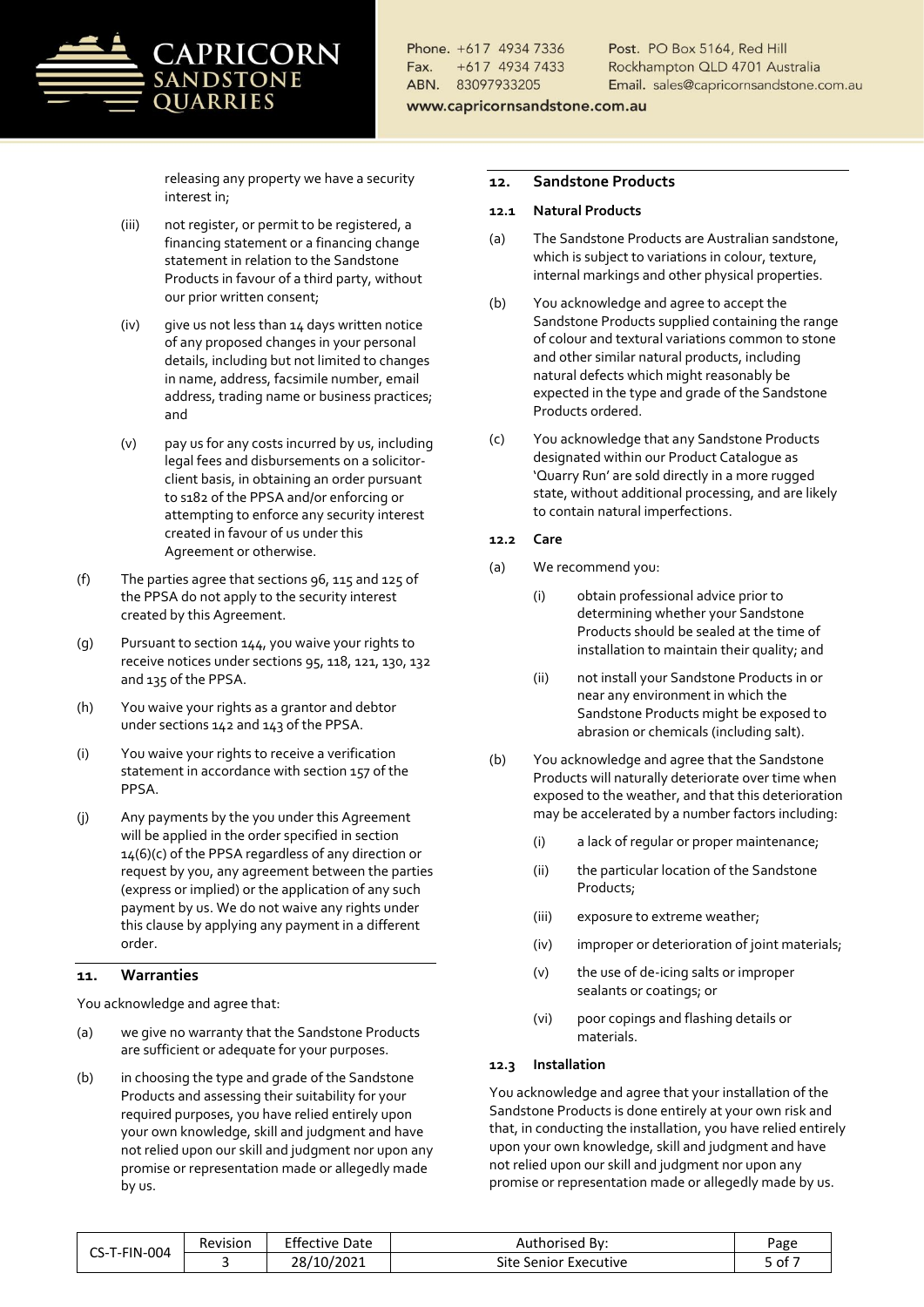releasing any property we have a security interest in;

(iii) not register, or permit to be registered, a financing statement or a financing change statement in relation to the Sandstone Products in favour of a third party, without our prior written consent;

(iv) give us not less than 14 days written notice of any proposed changes in your personal details, including but not limited to changes in name, address, facsimile number, email address, trading name or business practices; and

(v) pay us for any costs incurred by us, including legal fees and disbursements on a solicitor-client basis, in obtaining an order pursuant to s182 of the PPSA and/or enforcing or attempting to enforce any security interest created in favour of us under this Agreement or otherwise.

(f) The parties agree that sections 96, 115 and 125 of the PPSA do not apply to the security interest created by this Agreement.

(g) Pursuant to section 144, you waive your rights to receive notices under sections 95, 118, 121, 130, 132 and 135 of the PPSA.

(h) You waive your rights as a grantor and debtor under sections 142 and 143 of the PPSA.

(i) You waive your rights to receive a verification statement in accordance with section 157 of the PPSA.

(j) Any payments by the you under this Agreement will be applied in the order specified in section 14(6)(c) of the PPSA regardless of any direction or request by you, any agreement between the parties (express or implied) or the application of any such payment by us. We do not waive any rights under this clause by applying any payment in a different order.

## 11. Warranties

You acknowledge and agree that:

(a) we give no warranty that the Sandstone Products are sufficient or adequate for your purposes.

(b) in choosing the type and grade of the Sandstone Products and assessing their suitability for your required purposes, you have relied entirely upon your own knowledge, skill and judgment and have not relied upon our skill and judgment nor upon any promise or representation made or allegedly made by us.

## 12. Sandstone Products

### 12.1 Natural Products

(a) The Sandstone Products are Australian sandstone, which is subject to variations in colour, texture, internal markings and other physical properties.

(b) You acknowledge and agree to accept the Sandstone Products supplied containing the range of colour and textural variations common to stone and other similar natural products, including natural defects which might reasonably be expected in the type and grade of the Sandstone Products ordered.

(c) You acknowledge that any Sandstone Products designated within our Product Catalogue as 'Quarry Run' are sold directly in a more rugged state, without additional processing, and are likely to contain natural imperfections.

### 12.2 Care

(a) We recommend you:

(i) obtain professional advice prior to determining whether your Sandstone Products should be sealed at the time of installation to maintain their quality; and

(ii) not install your Sandstone Products in or near any environment in which the Sandstone Products might be exposed to abrasion or chemicals (including salt).

(b) You acknowledge and agree that the Sandstone Products will naturally deteriorate over time when exposed to the weather, and that this deterioration may be accelerated by a number factors including:

(i) a lack of regular or proper maintenance;

(ii) the particular location of the Sandstone Products;

(iii) exposure to extreme weather;

(iv) improper or deterioration of joint materials;

(v) the use of de-icing salts or improper sealants or coatings; or

(vi) poor copings and flashing details or materials.

### 12.3 Installation

You acknowledge and agree that your installation of the Sandstone Products is done entirely at your own risk and that, in conducting the installation, you have relied entirely upon your own knowledge, skill and judgment and have not relied upon our skill and judgment nor upon any promise or representation made or allegedly made by us.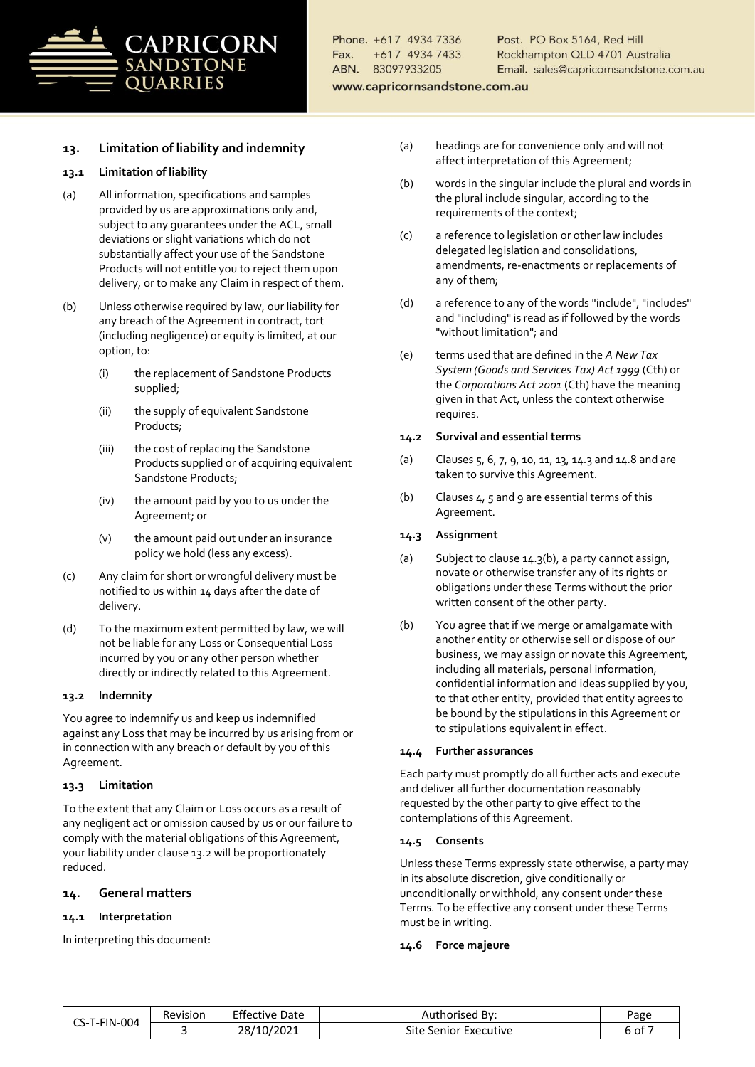## 13. Limitation of liability and indemnity

### 13.1 Limitation of liability

(a) All information, specifications and samples provided by us are approximations only and, subject to any guarantees under the ACL, small deviations or slight variations which do not substantially affect your use of the Sandstone Products will not entitle you to reject them upon delivery, or to make any Claim in respect of them.

(b) Unless otherwise required by law, our liability for any breach of the Agreement in contract, tort (including negligence) or equity is limited, at our option, to:

- (i) the replacement of Sandstone Products supplied;
- (ii) the supply of equivalent Sandstone Products;
- (iii) the cost of replacing the Sandstone Products supplied or of acquiring equivalent Sandstone Products;
- (iv) the amount paid by you to us under the Agreement; or
- (v) the amount paid out under an insurance policy we hold (less any excess).

(c) Any claim for short or wrongful delivery must be notified to us within 14 days after the date of delivery.

(d) To the maximum extent permitted by law, we will not be liable for any Loss or Consequential Loss incurred by you or any other person whether directly or indirectly related to this Agreement.

### 13.2 Indemnity

You agree to indemnify us and keep us indemnified against any Loss that may be incurred by us arising from or in connection with any breach or default by you of this Agreement.

### 13.3 Limitation

To the extent that any Claim or Loss occurs as a result of any negligent act or omission caused by us or our failure to comply with the material obligations of this Agreement, your liability under clause 13.2 will be proportionately reduced.

## 14. General matters

### 14.1 Interpretation

In interpreting this document:

(a) headings are for convenience only and will not affect interpretation of this Agreement;

(b) words in the singular include the plural and words in the plural include singular, according to the requirements of the context;

(c) a reference to legislation or other law includes delegated legislation and consolidations, amendments, re-enactments or replacements of any of them;

(d) a reference to any of the words "include", "includes" and "including" is read as if followed by the words "without limitation"; and

(e) terms used that are defined in the *A New Tax System (Goods and Services Tax) Act 1999* (Cth) or the *Corporations Act 2001* (Cth) have the meaning given in that Act, unless the context otherwise requires.

### 14.2 Survival and essential terms

(a) Clauses 5, 6, 7, 9, 10, 11, 13, 14.3 and 14.8 and are taken to survive this Agreement.

(b) Clauses 4, 5 and 9 are essential terms of this Agreement.

### 14.3 Assignment

(a) Subject to clause 14.3(b), a party cannot assign, novate or otherwise transfer any of its rights or obligations under these Terms without the prior written consent of the other party.

(b) You agree that if we merge or amalgamate with another entity or otherwise sell or dispose of our business, we may assign or novate this Agreement, including all materials, personal information, confidential information and ideas supplied by you, to that other entity, provided that entity agrees to be bound by the stipulations in this Agreement or to stipulations equivalent in effect.

### 14.4 Further assurances

Each party must promptly do all further acts and execute and deliver all further documentation reasonably requested by the other party to give effect to the contemplations of this Agreement.

### 14.5 Consents

Unless these Terms expressly state otherwise, a party may in its absolute discretion, give conditionally or unconditionally or withhold, any consent under these Terms. To be effective any consent under these Terms must be in writing.

### 14.6 Force majeure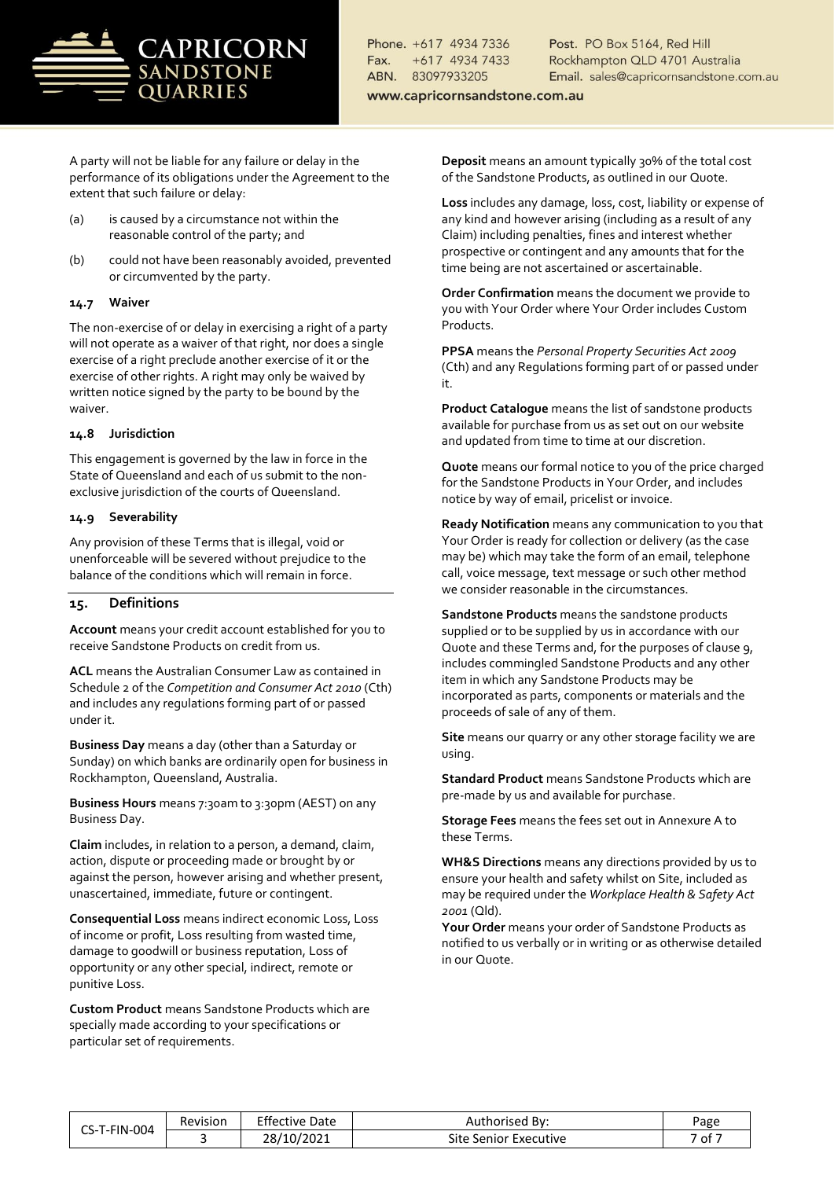A party will not be liable for any failure or delay in the performance of its obligations under the Agreement to the extent that such failure or delay:

(a) is caused by a circumstance not within the reasonable control of the party; and

(b) could not have been reasonably avoided, prevented or circumvented by the party.

### 14.7 Waiver

The non-exercise of or delay in exercising a right of a party will not operate as a waiver of that right, nor does a single exercise of a right preclude another exercise of it or the exercise of other rights. A right may only be waived by written notice signed by the party to be bound by the waiver.

### 14.8 Jurisdiction

This engagement is governed by the law in force in the State of Queensland and each of us submit to the non-exclusive jurisdiction of the courts of Queensland.

### 14.9 Severability

Any provision of these Terms that is illegal, void or unenforceable will be severed without prejudice to the balance of the conditions which will remain in force.

## 15. Definitions

**Account** means your credit account established for you to receive Sandstone Products on credit from us.

**ACL** means the Australian Consumer Law as contained in Schedule 2 of the *Competition and Consumer Act 2010* (Cth) and includes any regulations forming part of or passed under it.

**Business Day** means a day (other than a Saturday or Sunday) on which banks are ordinarily open for business in Rockhampton, Queensland, Australia.

**Business Hours** means 7:30am to 3:30pm (AEST) on any Business Day.

**Claim** includes, in relation to a person, a demand, claim, action, dispute or proceeding made or brought by or against the person, however arising and whether present, unascertained, immediate, future or contingent.

**Consequential Loss** means indirect economic Loss, Loss of income or profit, Loss resulting from wasted time, damage to goodwill or business reputation, Loss of opportunity or any other special, indirect, remote or punitive Loss.

**Custom Product** means Sandstone Products which are specially made according to your specifications or particular set of requirements.

**Deposit** means an amount typically 30% of the total cost of the Sandstone Products, as outlined in our Quote.

**Loss** includes any damage, loss, cost, liability or expense of any kind and however arising (including as a result of any Claim) including penalties, fines and interest whether prospective or contingent and any amounts that for the time being are not ascertained or ascertainable.

**Order Confirmation** means the document we provide to you with Your Order where Your Order includes Custom Products.

**PPSA** means the *Personal Property Securities Act 2009* (Cth) and any Regulations forming part of or passed under it.

**Product Catalogue** means the list of sandstone products available for purchase from us as set out on our website and updated from time to time at our discretion.

**Quote** means our formal notice to you of the price charged for the Sandstone Products in Your Order, and includes notice by way of email, pricelist or invoice.

**Ready Notification** means any communication to you that Your Order is ready for collection or delivery (as the case may be) which may take the form of an email, telephone call, voice message, text message or such other method we consider reasonable in the circumstances.

**Sandstone Products** means the sandstone products supplied or to be supplied by us in accordance with our Quote and these Terms and, for the purposes of clause 9, includes commingled Sandstone Products and any other item in which any Sandstone Products may be incorporated as parts, components or materials and the proceeds of sale of any of them.

**Site** means our quarry or any other storage facility we are using.

**Standard Product** means Sandstone Products which are pre-made by us and available for purchase.

**Storage Fees** means the fees set out in Annexure A to these Terms.

**WH&S Directions** means any directions provided by us to ensure your health and safety whilst on Site, included as may be required under the *Workplace Health & Safety Act 2001* (Qld).

**Your Order** means your order of Sandstone Products as notified to us verbally or in writing or as otherwise detailed in our Quote.